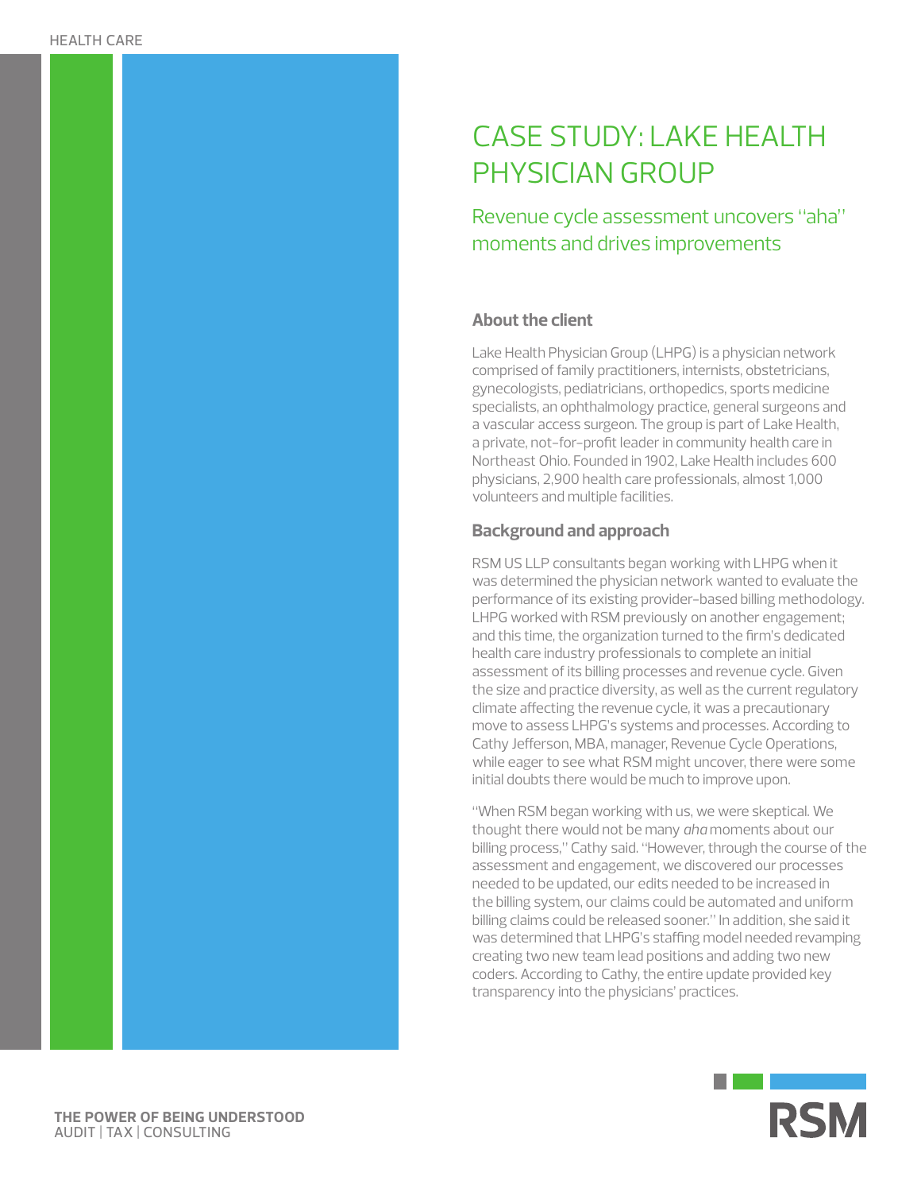# CASE STUDY: LAKE HEALTH PHYSICIAN GROUP

## Revenue cycle assessment uncovers "aha" moments and drives improvements

### About the client

Lake Health Physician Group (LHPG) is a physician network comprised of family practitioners, internists, obstetricians, gynecologists, pediatricians, orthopedics, sports medicine specialists, an ophthalmology practice, general surgeons and a vascular access surgeon. The group is part of Lake Health, a private, not-for-profit leader in community health care in Northeast Ohio. Founded in 1902, Lake Health includes 600 physicians, 2,900 health care professionals, almost 1,000 volunteers and multiple facilities.

### Background and approach

RSM US LLP consultants began working with LHPG when it was determined the physician network wanted to evaluate the performance of its existing provider-based billing methodology. LHPG worked with RSM previously on another engagement; and this time, the organization turned to the firm's dedicated health care industry professionals to complete an initial assessment of its billing processes and revenue cycle. Given the size and practice diversity, as well as the current regulatory climate affecting the revenue cycle, it was a precautionary move to assess LHPG's systems and processes. According to Cathy Jefferson, MBA, manager, Revenue Cycle Operations, while eager to see what RSM might uncover, there were some initial doubts there would be much to improve upon.

"When RSM began working with us, we were skeptical. We thought there would not be many *aha* moments about our billing process," Cathy said. "However, through the course of the assessment and engagement, we discovered our processes needed to be updated, our edits needed to be increased in the billing system, our claims could be automated and uniform billing claims could be released sooner." In addition, she said it was determined that LHPG's staffing model needed revamping creating two new team lead positions and adding two new coders. According to Cathy, the entire update provided key transparency into the physicians' practices.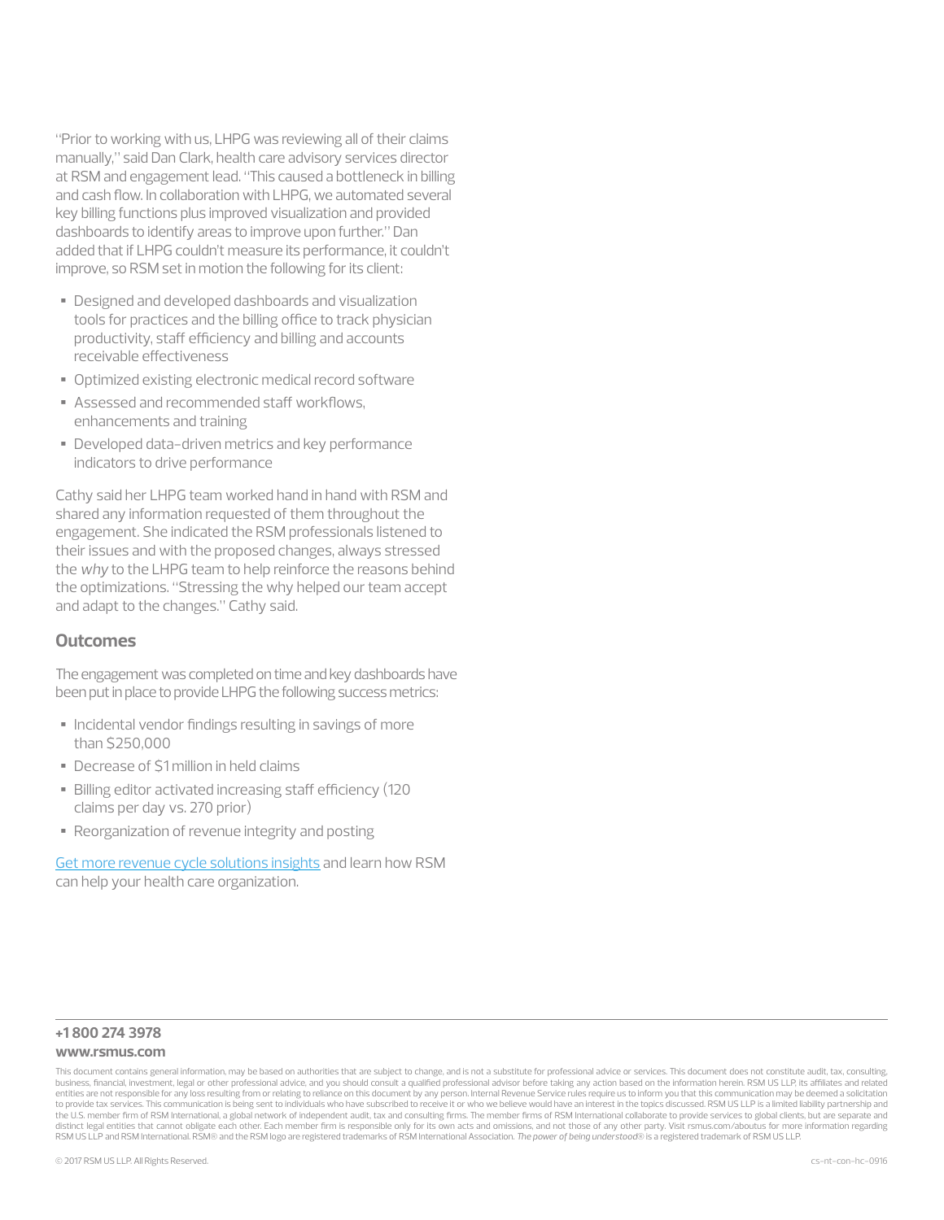"Prior to working with us, LHPG was reviewing all of their claims manually," said Dan Clark, health care advisory services director at RSM and engagement lead. "This caused a bottleneck in billing and cash flow. In collaboration with LHPG, we automated several key billing functions plus improved visualization and provided dashboards to identify areas to improve upon further." Dan added that if LHPG couldn't measure its performance, it couldn't improve, so RSM set in motion the following for its client:

- Designed and developed dashboards and visualization tools for practices and the billing office to track physician productivity, staff efficiency and billing and accounts receivable effectiveness
- Optimized existing electronic medical record software
- Assessed and recommended staff workflows, enhancements and training
- Developed data-driven metrics and key performance indicators to drive performance

Cathy said her LHPG team worked hand in hand with RSM and shared any information requested of them throughout the engagement. She indicated the RSM professionals listened to their issues and with the proposed changes, always stressed the *why* to the LHPG team to help reinforce the reasons behind the optimizations. "Stressing the why helped our team accept and adapt to the changes." Cathy said.

## Outcomes

The engagement was completed on time and key dashboards have been put in place to provide LHPG the following success metrics:

- Incidental vendor findings resulting in savings of more than $250,000
- Decrease of $1 million in held claims
- Billing editor activated increasing staff efficiency (120 claims per day vs. 270 prior)
- Reorganization of revenue integrity and posting

Get more revenue cycle solutions insights and learn how RSM can help your health care organization.

**+1 800 274 3978**
**www.rsmus.com**

This document contains general information, may be based on authorities that are subject to change, and is not a substitute for professional advice or services. This document does not constitute audit, tax, consulting, business, financial, investment, legal or other professional advice, and you should consult a qualified professional advisor before taking any action based on the information herein. RSM US LLP, its affiliates and related entities are not responsible for any loss resulting from or relating to reliance on this document by any person. Internal Revenue Service rules require us to inform you that this communication may be deemed a solicitation to provide tax services. This communication is being sent to individuals who have subscribed to receive it or who we believe would have an interest in the topics discussed. RSM US LLP is a limited liability partnership and the U.S. member firm of RSM International, a global network of independent audit, tax and consulting firms. The member firms of RSM International collaborate to provide services to global clients, but are separate and distinct legal entities that cannot obligate each other. Each member firm is responsible only for its own acts and omissions, and not those of any other party. Visit rsmus.com/aboutus for more information regarding RSM US LLP and RSM International. RSM® and the RSM logo are registered trademarks of RSM International Association. *The power of being understood®* is a registered trademark of RSM US LLP.

© 2017 RSM US LLP. All Rights Reserved.

cs-nt-con-hc-0916